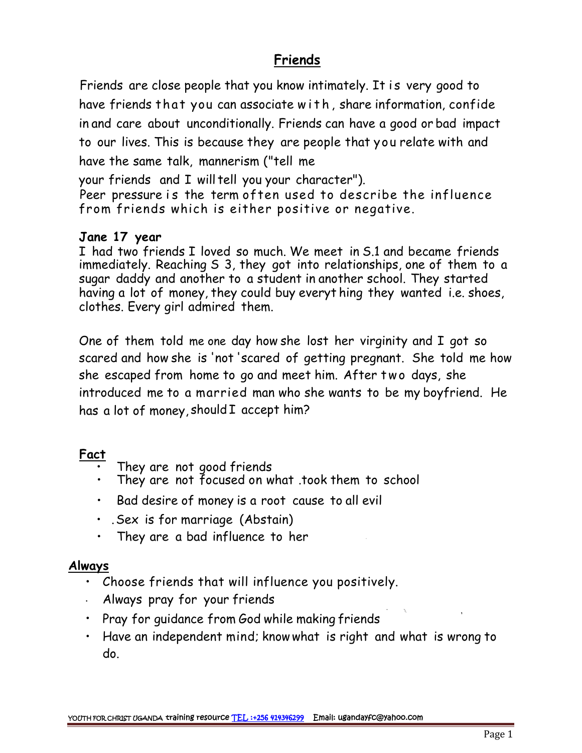# Friends

Friends are close people that you know intimately. It is very good to have friends that you can associate with, share information, confide in and care about unconditionally. Friends can have a good or bad impact to our lives. This is because they are people that you relate with and have the same talk, mannerism ("tell me your friends and I will tell you your character").
Peer pressure is the term often used to describe the influence from friends which is either positive or negative.

**Jane 17 year**
I had two friends I loved so much. We meet in S.1 and became friends immediately. Reaching S 3, they got into relationships, one of them to a sugar daddy and another to a student in another school. They started having a lot of money, they could buy everything they wanted i.e. shoes, clothes. Every girl admired them.

One of them told me one day how she lost her virginity and I got so scared and how she is 'not 'scared of getting pregnant. She told me how she escaped from home to go and meet him. After two days, she introduced me to a married man who she wants to be my boyfriend. He has a lot of money, should I accept him?

**Fact**

- They are not good friends
- They are not focused on what .took them to school
- Bad desire of money is a root cause to all evil
- .Sex is for marriage (Abstain)
- They are a bad influence to her

**Always**

- Choose friends that will influence you positively.
- Always pray for your friends
- Pray for guidance from God while making friends
- Have an independent mind; know what is right and what is wrong to do.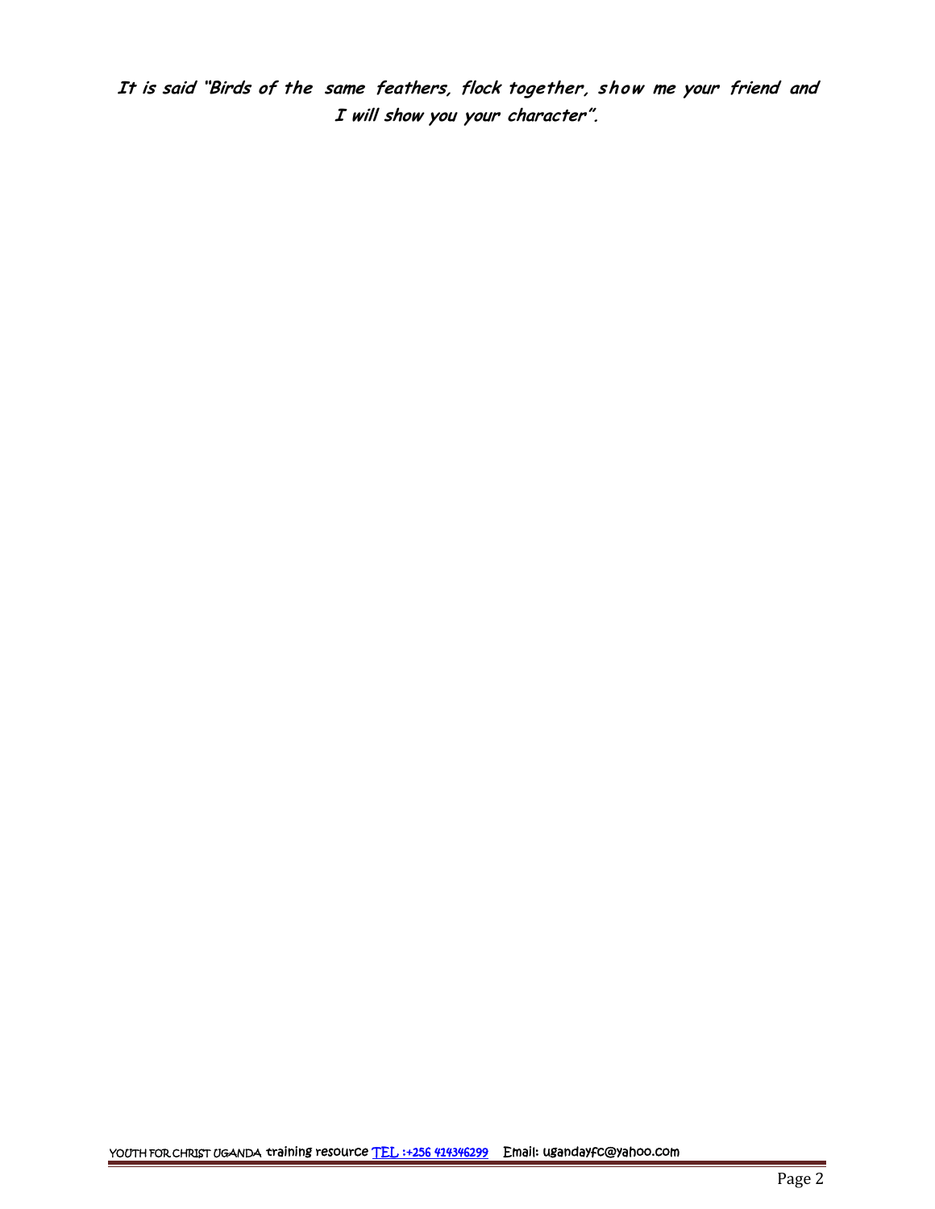***It is said "Birds of the same feathers, flock together, show me your friend and I will show you your character".***